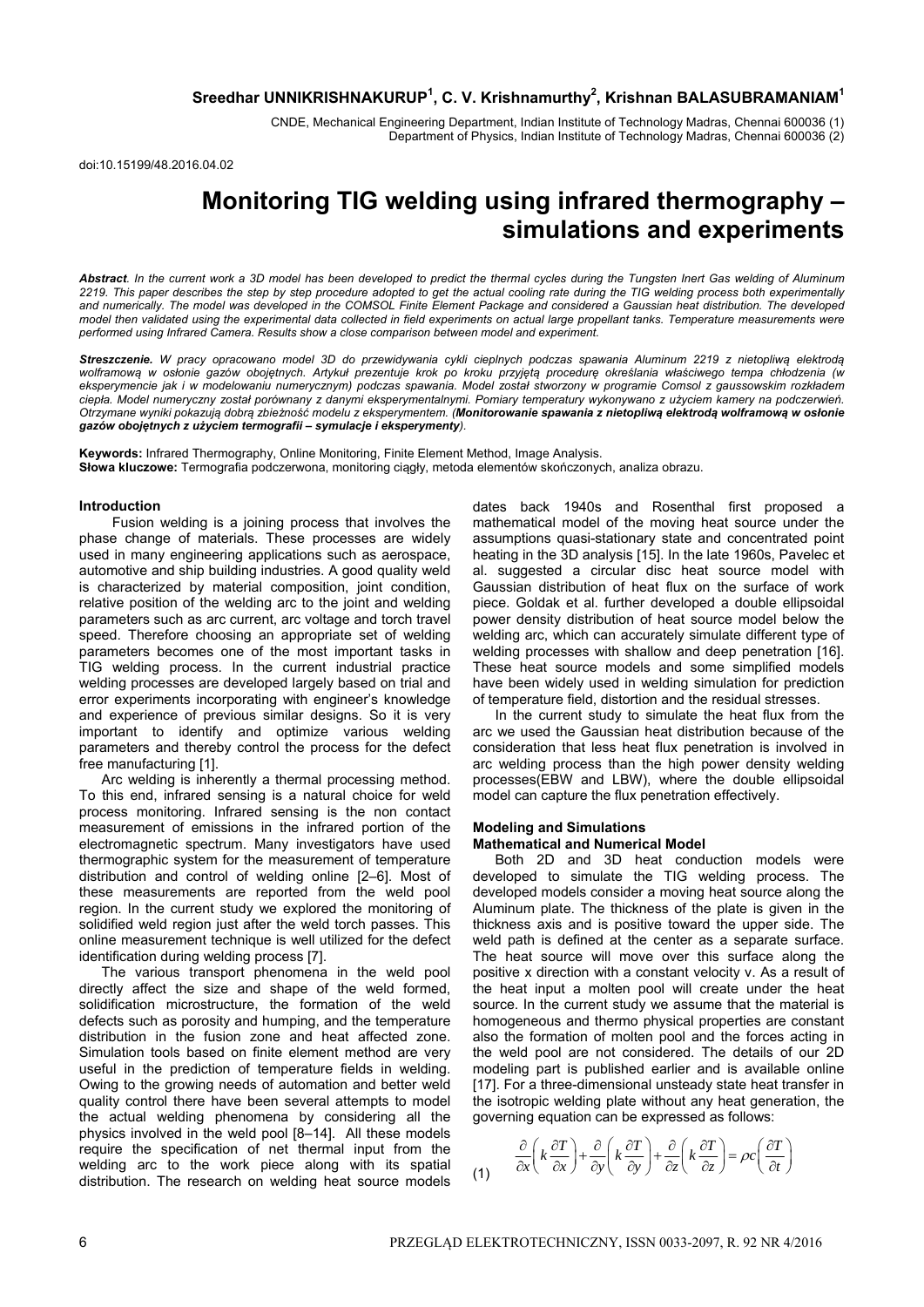**Sreedhar UNNIKRISHNAKURUP[1], C. V. Krishnamurthy[2], Krishnan BALASUBRAMANIAM[1]**

CNDE, Mechanical Engineering Department, Indian Institute of Technology Madras, Chennai 600036 (1)
Department of Physics, Indian Institute of Technology Madras, Chennai 600036 (2)

doi:10.15199/48.2016.04.02

# Monitoring TIG welding using infrared thermography – simulations and experiments

***Abstract**. In the current work a 3D model has been developed to predict the thermal cycles during the Tungsten Inert Gas welding of Aluminum 2219. This paper describes the step by step procedure adopted to get the actual cooling rate during the TIG welding process both experimentally and numerically. The model was developed in the COMSOL Finite Element Package and considered a Gaussian heat distribution. The developed model then validated using the experimental data collected in field experiments on actual large propellant tanks. Temperature measurements were performed using Infrared Camera. Results show a close comparison between model and experiment.*

***Streszczenie.** W pracy opracowano model 3D do przewidywania cykli cieplnych podczas spawania Aluminum 2219 z nietopliwą elektrodą wolframową w osłonie gazów obojętnych. Artykuł prezentuje krok po kroku przyjętą procedurę określania właściwego tempa chłodzenia (w eksperymencie jak i w modelowaniu numerycznym) podczas spawania. Model został stworzony w programie Comsol z gaussowskim rozkładem ciepła. Model numeryczny został porównany z danymi eksperymentalnymi. Pomiary temperatury wykonywano z użyciem kamery na podczerwień. Otrzymane wyniki pokazują dobrą zbieżność modelu z eksperymentem. (**Monitorowanie spawania z nietopliwą elektrodą wolframową w osłonie gazów obojętnych z użyciem termografii – symulacje i eksperymenty**).*

**Keywords:** Infrared Thermography, Online Monitoring, Finite Element Method, Image Analysis.
**Słowa kluczowe:** Termografia podczerwona, monitoring ciągły, metoda elementów skończonych, analiza obrazu.

## Introduction

Fusion welding is a joining process that involves the phase change of materials. These processes are widely used in many engineering applications such as aerospace, automotive and ship building industries. A good quality weld is characterized by material composition, joint condition, relative position of the welding arc to the joint and welding parameters such as arc current, arc voltage and torch travel speed. Therefore choosing an appropriate set of welding parameters becomes one of the most important tasks in TIG welding process. In the current industrial practice welding processes are developed largely based on trial and error experiments incorporating with engineer's knowledge and experience of previous similar designs. So it is very important to identify and optimize various welding parameters and thereby control the process for the defect free manufacturing [1].

Arc welding is inherently a thermal processing method. To this end, infrared sensing is a natural choice for weld process monitoring. Infrared sensing is the non contact measurement of emissions in the infrared portion of the electromagnetic spectrum. Many investigators have used thermographic system for the measurement of temperature distribution and control of welding online [2–6]. Most of these measurements are reported from the weld pool region. In the current study we explored the monitoring of solidified weld region just after the weld torch passes. This online measurement technique is well utilized for the defect identification during welding process [7].

The various transport phenomena in the weld pool directly affect the size and shape of the weld formed, solidification microstructure, the formation of the weld defects such as porosity and humping, and the temperature distribution in the fusion zone and heat affected zone. Simulation tools based on finite element method are very useful in the prediction of temperature fields in welding. Owing to the growing needs of automation and better weld quality control there have been several attempts to model the actual welding phenomena by considering all the physics involved in the weld pool [8–14]. All these models require the specification of net thermal input from the welding arc to the work piece along with its spatial distribution. The research on welding heat source models dates back 1940s and Rosenthal first proposed a mathematical model of the moving heat source under the assumptions quasi-stationary state and concentrated point heating in the 3D analysis [15]. In the late 1960s, Pavelec et al. suggested a circular disc heat source model with Gaussian distribution of heat flux on the surface of work piece. Goldak et al. further developed a double ellipsoidal power density distribution of heat source model below the welding arc, which can accurately simulate different type of welding processes with shallow and deep penetration [16]. These heat source models and some simplified models have been widely used in welding simulation for prediction of temperature field, distortion and the residual stresses.

In the current study to simulate the heat flux from the arc we used the Gaussian heat distribution because of the consideration that less heat flux penetration is involved in arc welding process than the high power density welding processes(EBW and LBW), where the double ellipsoidal model can capture the flux penetration effectively.

## Modeling and Simulations

### Mathematical and Numerical Model

Both 2D and 3D heat conduction models were developed to simulate the TIG welding process. The developed models consider a moving heat source along the Aluminum plate. The thickness of the plate is given in the thickness axis and is positive toward the upper side. The weld path is defined at the center as a separate surface. The heat source will move over this surface along the positive x direction with a constant velocity v. As a result of the heat input a molten pool will create under the heat source. In the current study we assume that the material is homogeneous and thermo physical properties are constant also the formation of molten pool and the forces acting in the weld pool are not considered. The details of our 2D modeling part is published earlier and is available online [17]. For a three-dimensional unsteady state heat transfer in the isotropic welding plate without any heat generation, the governing equation can be expressed as follows:

$$\frac{\partial}{\partial x}\left(k\frac{\partial T}{\partial x}\right)+\frac{\partial}{\partial y}\left(k\frac{\partial T}{\partial y}\right)+\frac{\partial}{\partial z}\left(k\frac{\partial T}{\partial z}\right)=\rho c\left(\frac{\partial T}{\partial t}\right) \tag{1}$$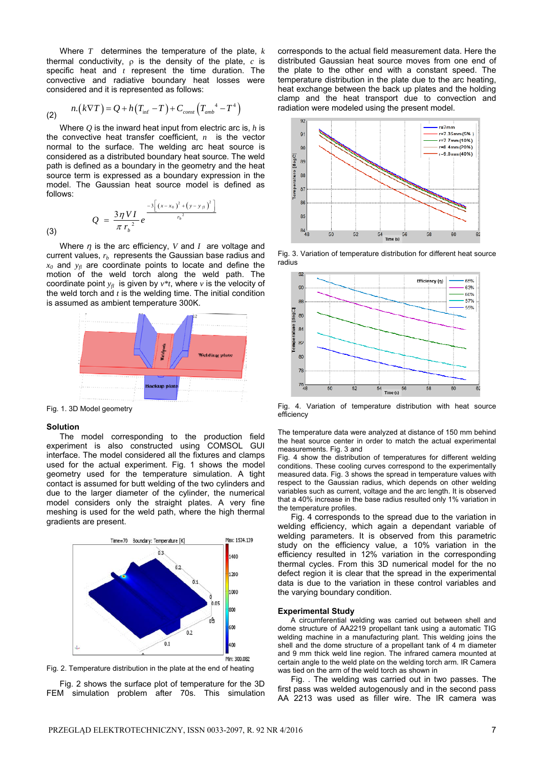Where $T$ determines the temperature of the plate, $k$ thermal conductivity, $\rho$ is the density of the plate, $c$ is specific heat and $t$ represent the time duration. The convective and radiative boundary heat losses were considered and it is represented as follows:

$$n.(k\nabla T) = Q + h(T_{\inf} - T) + C_{const}(T_{amb}{}^4 - T^4) \tag{2}$$

Where $Q$ is the inward heat input from electric arc is, $h$ is the convective heat transfer coefficient, $n$ is the vector normal to the surface. The welding arc heat source is considered as a distributed boundary heat source. The weld path is defined as a boundary in the geometry and the heat source term is expressed as a boundary expression in the model. The Gaussian heat source model is defined as follows:

$$Q = \frac{3\eta V I}{\pi r_b{}^2} e^{\frac{-3\left[(x-x_0)^2 + (y-y_{fl})^2\right]}{r_b{}^2}} \tag{3}$$

Where $\eta$ is the arc efficiency, $V$ and $I$ are voltage and current values, $r_b$ represents the Gaussian base radius and $x_0$ and $y_{fl}$ are coordinate points to locate and define the motion of the weld torch along the weld path. The coordinate point $y_{fl}$ is given by $v*t$, where $v$ is the velocity of the weld torch and $t$ is the welding time. The initial condition is assumed as ambient temperature 300K.

Fig. 1. 3D Model geometry

### Solution

The model corresponding to the production field experiment is also constructed using COMSOL GUI interface. The model considered all the fixtures and clamps used for the actual experiment. Fig. 1 shows the model geometry used for the temperature simulation. A tight contact is assumed for butt welding of the two cylinders and due to the larger diameter of the cylinder, the numerical model considers only the straight plates. A very fine meshing is used for the weld path, where the high thermal gradients are present.

Fig. 2. Temperature distribution in the plate at the end of heating

Fig. 2 shows the surface plot of temperature for the 3D FEM simulation problem after 70s. This simulation corresponds to the actual field measurement data. Here the distributed Gaussian heat source moves from one end of the plate to the other end with a constant speed. The temperature distribution in the plate due to the arc heating, heat exchange between the back up plates and the holding clamp and the heat transport due to convection and radiation were modeled using the present model.

Fig. 3. Variation of temperature distribution for different heat source radius

Fig. 4. Variation of temperature distribution with heat source efficiency

The temperature data were analyzed at distance of 150 mm behind the heat source center in order to match the actual experimental measurements. Fig. 3 and
Fig. 4 show the distribution of temperatures for different welding conditions. These cooling curves correspond to the experimentally measured data. Fig. 3 shows the spread in temperature values with respect to the Gaussian radius, which depends on other welding variables such as current, voltage and the arc length. It is observed that a 40% increase in the base radius resulted only 1% variation in the temperature profiles.

Fig. 4 corresponds to the spread due to the variation in welding efficiency, which again a dependant variable of welding parameters. It is observed from this parametric study on the efficiency value, a 10% variation in the efficiency resulted in 12% variation in the corresponding thermal cycles. From this 3D numerical model for the no defect region it is clear that the spread in the experimental data is due to the variation in these control variables and the varying boundary condition.

### Experimental Study

A circumferential welding was carried out between shell and dome structure of AA2219 propellant tank using a automatic TIG welding machine in a manufacturing plant. This welding joins the shell and the dome structure of a propellant tank of 4 m diameter and 9 mm thick weld line region. The infrared camera mounted at certain angle to the weld plate on the welding torch arm. IR Camera was tied on the arm of the weld torch as shown in

Fig. . The welding was carried out in two passes. The first pass was welded autogenously and in the second pass AA 2213 was used as filler wire. The IR camera was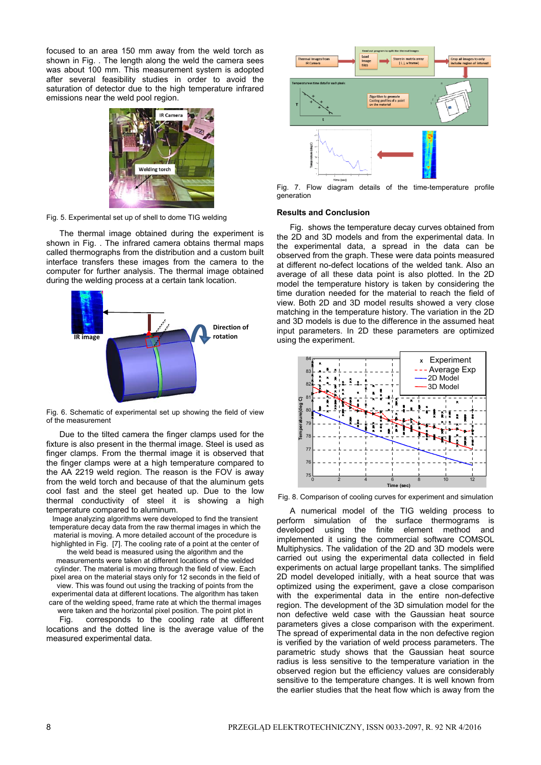focused to an area 150 mm away from the weld torch as shown in Fig. . The length along the weld the camera sees was about 100 mm. This measurement system is adopted after several feasibility studies in order to avoid the saturation of detector due to the high temperature infrared emissions near the weld pool region.

Fig. 5. Experimental set up of shell to dome TIG welding

The thermal image obtained during the experiment is shown in Fig. . The infrared camera obtains thermal maps called thermographs from the distribution and a custom built interface transfers these images from the camera to the computer for further analysis. The thermal image obtained during the welding process at a certain tank location.

Fig. 6. Schematic of experimental set up showing the field of view of the measurement

Due to the tilted camera the finger clamps used for the fixture is also present in the thermal image. Steel is used as finger clamps. From the thermal image it is observed that the finger clamps were at a high temperature compared to the AA 2219 weld region. The reason is the FOV is away from the weld torch and because of that the aluminum gets cool fast and the steel get heated up. Due to the low thermal conductivity of steel it is showing a high temperature compared to aluminum.

Image analyzing algorithms were developed to find the transient temperature decay data from the raw thermal images in which the material is moving. A more detailed account of the procedure is highlighted in Fig. [7]. The cooling rate of a point at the center of the weld bead is measured using the algorithm and the measurements were taken at different locations of the welded cylinder. The material is moving through the field of view. Each pixel area on the material stays only for 12 seconds in the field of view. This was found out using the tracking of points from the experimental data at different locations. The algorithm has taken care of the welding speed, frame rate at which the thermal images were taken and the horizontal pixel position. The point plot in Fig. corresponds to the cooling rate at different locations and the dotted line is the average value of the measured experimental data.

Fig. 7. Flow diagram details of the time-temperature profile generation

## Results and Conclusion

Fig. shows the temperature decay curves obtained from the 2D and 3D models and from the experimental data. In the experimental data, a spread in the data can be observed from the graph. These were data points measured at different no-defect locations of the welded tank. Also an average of all these data point is also plotted. In the 2D model the temperature history is taken by considering the time duration needed for the material to reach the field of view. Both 2D and 3D model results showed a very close matching in the temperature history. The variation in the 2D and 3D models is due to the difference in the assumed heat input parameters. In 2D these parameters are optimized using the experiment.

Fig. 8. Comparison of cooling curves for experiment and simulation

A numerical model of the TIG welding process to perform simulation of the surface thermograms is developed using the finite element method and implemented it using the commercial software COMSOL Multiphysics. The validation of the 2D and 3D models were carried out using the experimental data collected in field experiments on actual large propellant tanks. The simplified 2D model developed initially, with a heat source that was optimized using the experiment, gave a close comparison with the experimental data in the entire non-defective region. The development of the 3D simulation model for the non defective weld case with the Gaussian heat source parameters gives a close comparison with the experiment. The spread of experimental data in the non defective region is verified by the variation of weld process parameters. The parametric study shows that the Gaussian heat source radius is less sensitive to the temperature variation in the observed region but the efficiency values are considerably sensitive to the temperature changes. It is well known from the earlier studies that the heat flow which is away from the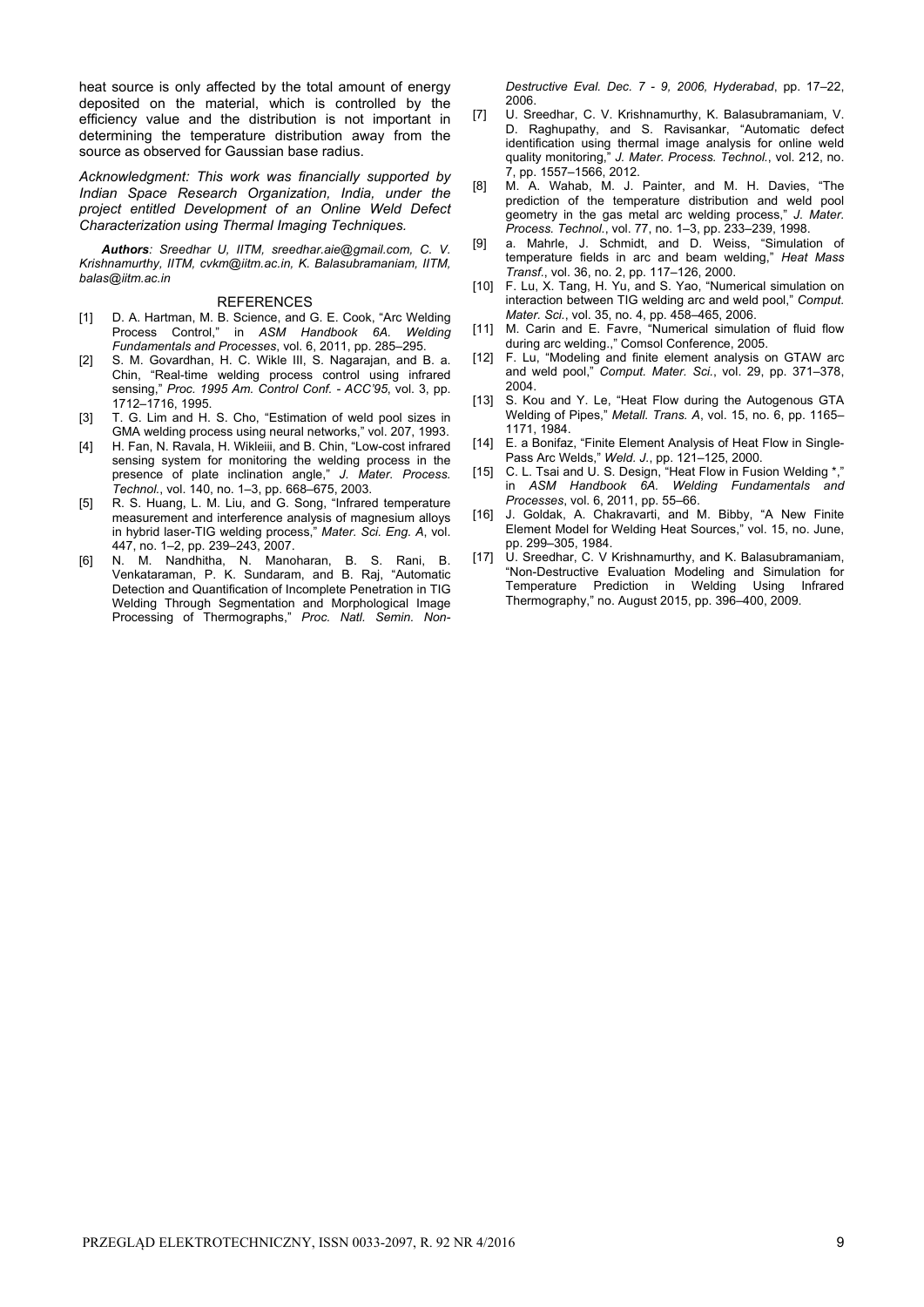heat source is only affected by the total amount of energy deposited on the material, which is controlled by the efficiency value and the distribution is not important in determining the temperature distribution away from the source as observed for Gaussian base radius.

*Acknowledgment: This work was financially supported by Indian Space Research Organization, India, under the project entitled Development of an Online Weld Defect Characterization using Thermal Imaging Techniques.*

***Authors**: Sreedhar U, IITM, sreedhar.aie@gmail.com, C. V. Krishnamurthy, IITM, cvkm@iitm.ac.in, K. Balasubramaniam, IITM, balas@iitm.ac.in*

## REFERENCES

[1] D. A. Hartman, M. B. Science, and G. E. Cook, "Arc Welding Process Control," in *ASM Handbook 6A. Welding Fundamentals and Processes*, vol. 6, 2011, pp. 285–295.

[2] S. M. Govardhan, H. C. Wikle III, S. Nagarajan, and B. a. Chin, "Real-time welding process control using infrared sensing," *Proc. 1995 Am. Control Conf. - ACC'95*, vol. 3, pp. 1712–1716, 1995.

[3] T. G. Lim and H. S. Cho, "Estimation of weld pool sizes in GMA welding process using neural networks," vol. 207, 1993.

[4] H. Fan, N. Ravala, H. Wikleiii, and B. Chin, "Low-cost infrared sensing system for monitoring the welding process in the presence of plate inclination angle," *J. Mater. Process. Technol.*, vol. 140, no. 1–3, pp. 668–675, 2003.

[5] R. S. Huang, L. M. Liu, and G. Song, "Infrared temperature measurement and interference analysis of magnesium alloys in hybrid laser-TIG welding process," *Mater. Sci. Eng. A*, vol. 447, no. 1–2, pp. 239–243, 2007.

[6] N. M. Nandhitha, N. Manoharan, B. S. Rani, B. Venkataraman, P. K. Sundaram, and B. Raj, "Automatic Detection and Quantification of Incomplete Penetration in TIG Welding Through Segmentation and Morphological Image Processing of Thermographs," *Proc. Natl. Semin. Non-Destructive Eval. Dec. 7 - 9, 2006, Hyderabad*, pp. 17–22, 2006.

[7] U. Sreedhar, C. V. Krishnamurthy, K. Balasubramaniam, V. D. Raghupathy, and S. Ravisankar, "Automatic defect identification using thermal image analysis for online weld quality monitoring," *J. Mater. Process. Technol.*, vol. 212, no. 7, pp. 1557–1566, 2012.

[8] M. A. Wahab, M. J. Painter, and M. H. Davies, "The prediction of the temperature distribution and weld pool geometry in the gas metal arc welding process," *J. Mater. Process. Technol.*, vol. 77, no. 1–3, pp. 233–239, 1998.

[9] a. Mahrle, J. Schmidt, and D. Weiss, "Simulation of temperature fields in arc and beam welding," *Heat Mass Transf.*, vol. 36, no. 2, pp. 117–126, 2000.

[10] F. Lu, X. Tang, H. Yu, and S. Yao, "Numerical simulation on interaction between TIG welding arc and weld pool," *Comput. Mater. Sci.*, vol. 35, no. 4, pp. 458–465, 2006.

[11] M. Carin and E. Favre, "Numerical simulation of fluid flow during arc welding.," Comsol Conference, 2005.

[12] F. Lu, "Modeling and finite element analysis on GTAW arc and weld pool," *Comput. Mater. Sci.*, vol. 29, pp. 371–378, 2004.

[13] S. Kou and Y. Le, "Heat Flow during the Autogenous GTA Welding of Pipes," *Metall. Trans. A*, vol. 15, no. 6, pp. 1165–1171, 1984.

[14] E. a Bonifaz, "Finite Element Analysis of Heat Flow in Single-Pass Arc Welds," *Weld. J.*, pp. 121–125, 2000.

[15] C. L. Tsai and U. S. Design, "Heat Flow in Fusion Welding *," in *ASM Handbook 6A. Welding Fundamentals and Processes*, vol. 6, 2011, pp. 55–66.

[16] J. Goldak, A. Chakravarti, and M. Bibby, "A New Finite Element Model for Welding Heat Sources," vol. 15, no. June, pp. 299–305, 1984.

[17] U. Sreedhar, C. V Krishnamurthy, and K. Balasubramaniam, "Non-Destructive Evaluation Modeling and Simulation for Temperature Prediction in Welding Using Infrared Thermography," no. August 2015, pp. 396–400, 2009.